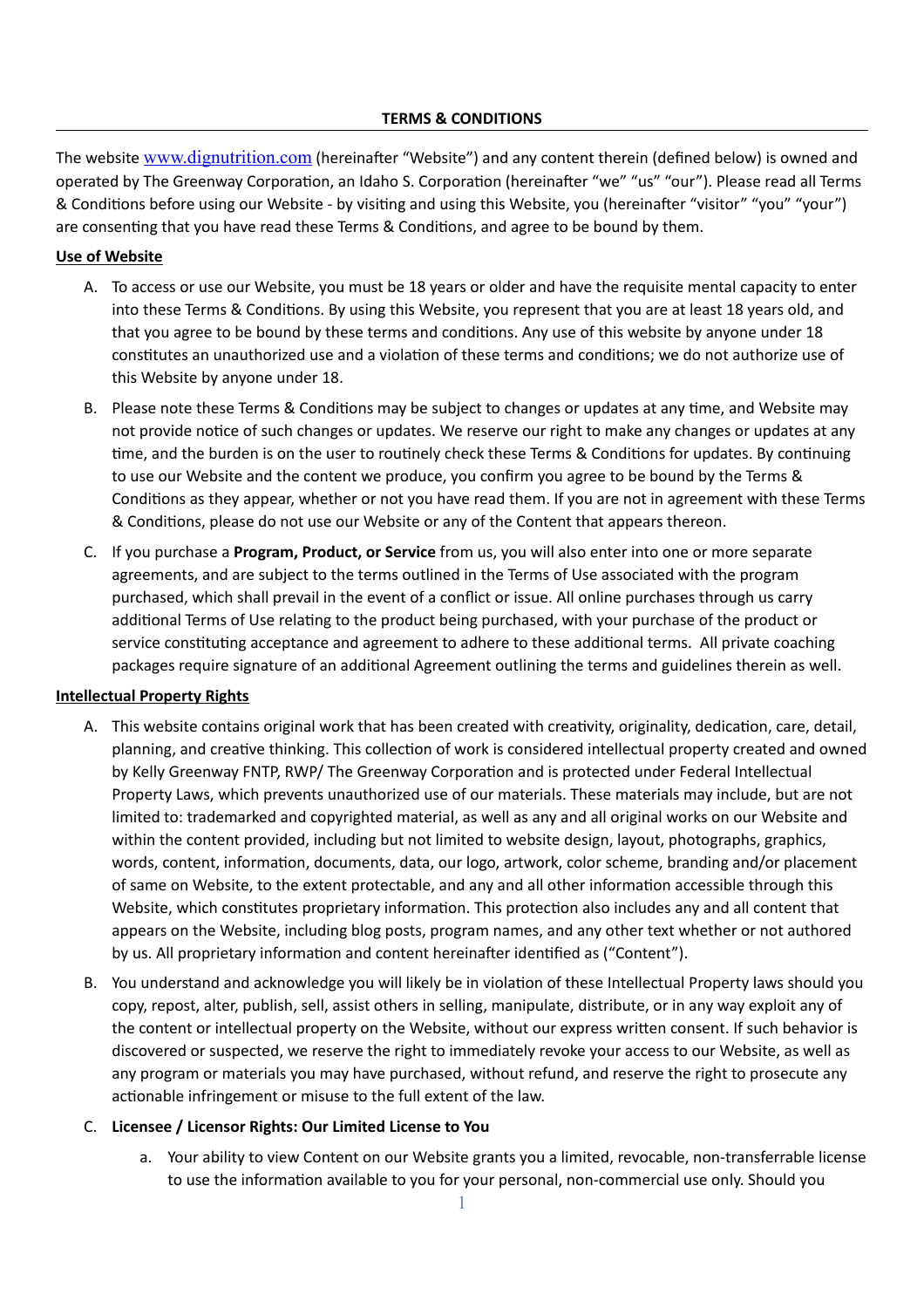# TERMS & CONDITIONS

The website www.dignutrition.com (hereinafter "Website") and any content therein (defined below) is owned and operated by The Greenway Corporation, an Idaho S. Corporation (hereinafter "we" "us" "our"). Please read all Terms & Conditions before using our Website - by visiting and using this Website, you (hereinafter "visitor" "you" "your") are consenting that you have read these Terms & Conditions, and agree to be bound by them.

**Use of Website**

A. To access or use our Website, you must be 18 years or older and have the requisite mental capacity to enter into these Terms & Conditions. By using this Website, you represent that you are at least 18 years old, and that you agree to be bound by these terms and conditions. Any use of this website by anyone under 18 constitutes an unauthorized use and a violation of these terms and conditions; we do not authorize use of this Website by anyone under 18.

B. Please note these Terms & Conditions may be subject to changes or updates at any time, and Website may not provide notice of such changes or updates. We reserve our right to make any changes or updates at any time, and the burden is on the user to routinely check these Terms & Conditions for updates. By continuing to use our Website and the content we produce, you confirm you agree to be bound by the Terms & Conditions as they appear, whether or not you have read them. If you are not in agreement with these Terms & Conditions, please do not use our Website or any of the Content that appears thereon.

C. If you purchase a **Program, Product, or Service** from us, you will also enter into one or more separate agreements, and are subject to the terms outlined in the Terms of Use associated with the program purchased, which shall prevail in the event of a conflict or issue. All online purchases through us carry additional Terms of Use relating to the product being purchased, with your purchase of the product or service constituting acceptance and agreement to adhere to these additional terms. All private coaching packages require signature of an additional Agreement outlining the terms and guidelines therein as well.

**Intellectual Property Rights**

A. This website contains original work that has been created with creativity, originality, dedication, care, detail, planning, and creative thinking. This collection of work is considered intellectual property created and owned by Kelly Greenway FNTP, RWP/ The Greenway Corporation and is protected under Federal Intellectual Property Laws, which prevents unauthorized use of our materials. These materials may include, but are not limited to: trademarked and copyrighted material, as well as any and all original works on our Website and within the content provided, including but not limited to website design, layout, photographs, graphics, words, content, information, documents, data, our logo, artwork, color scheme, branding and/or placement of same on Website, to the extent protectable, and any and all other information accessible through this Website, which constitutes proprietary information. This protection also includes any and all content that appears on the Website, including blog posts, program names, and any other text whether or not authored by us. All proprietary information and content hereinafter identified as ("Content").

B. You understand and acknowledge you will likely be in violation of these Intellectual Property laws should you copy, repost, alter, publish, sell, assist others in selling, manipulate, distribute, or in any way exploit any of the content or intellectual property on the Website, without our express written consent. If such behavior is discovered or suspected, we reserve the right to immediately revoke your access to our Website, as well as any program or materials you may have purchased, without refund, and reserve the right to prosecute any actionable infringement or misuse to the full extent of the law.

C. **Licensee / Licensor Rights: Our Limited License to You**

   a. Your ability to view Content on our Website grants you a limited, revocable, non-transferrable license to use the information available to you for your personal, non-commercial use only. Should you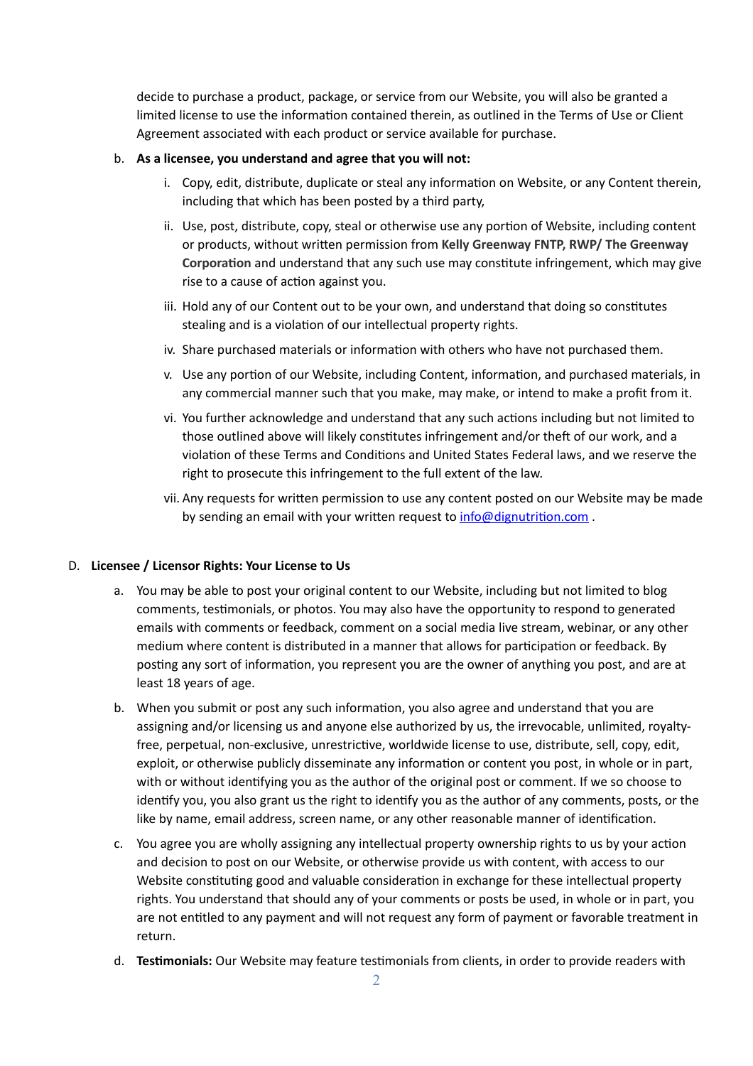decide to purchase a product, package, or service from our Website, you will also be granted a limited license to use the information contained therein, as outlined in the Terms of Use or Client Agreement associated with each product or service available for purchase.

b. **As a licensee, you understand and agree that you will not:**

   i. Copy, edit, distribute, duplicate or steal any information on Website, or any Content therein, including that which has been posted by a third party,

   ii. Use, post, distribute, copy, steal or otherwise use any portion of Website, including content or products, without written permission from **Kelly Greenway FNTP, RWP/ The Greenway Corporation** and understand that any such use may constitute infringement, which may give rise to a cause of action against you.

   iii. Hold any of our Content out to be your own, and understand that doing so constitutes stealing and is a violation of our intellectual property rights.

   iv. Share purchased materials or information with others who have not purchased them.

   v. Use any portion of our Website, including Content, information, and purchased materials, in any commercial manner such that you make, may make, or intend to make a profit from it.

   vi. You further acknowledge and understand that any such actions including but not limited to those outlined above will likely constitutes infringement and/or theft of our work, and a violation of these Terms and Conditions and United States Federal laws, and we reserve the right to prosecute this infringement to the full extent of the law.

   vii. Any requests for written permission to use any content posted on our Website may be made by sending an email with your written request to info@dignutrition.com .

D. **Licensee / Licensor Rights: Your License to Us**

a. You may be able to post your original content to our Website, including but not limited to blog comments, testimonials, or photos. You may also have the opportunity to respond to generated emails with comments or feedback, comment on a social media live stream, webinar, or any other medium where content is distributed in a manner that allows for participation or feedback. By posting any sort of information, you represent you are the owner of anything you post, and are at least 18 years of age.

b. When you submit or post any such information, you also agree and understand that you are assigning and/or licensing us and anyone else authorized by us, the irrevocable, unlimited, royalty-free, perpetual, non-exclusive, unrestrictive, worldwide license to use, distribute, sell, copy, edit, exploit, or otherwise publicly disseminate any information or content you post, in whole or in part, with or without identifying you as the author of the original post or comment. If we so choose to identify you, you also grant us the right to identify you as the author of any comments, posts, or the like by name, email address, screen name, or any other reasonable manner of identification.

c. You agree you are wholly assigning any intellectual property ownership rights to us by your action and decision to post on our Website, or otherwise provide us with content, with access to our Website constituting good and valuable consideration in exchange for these intellectual property rights. You understand that should any of your comments or posts be used, in whole or in part, you are not entitled to any payment and will not request any form of payment or favorable treatment in return.

d. **Testimonials:** Our Website may feature testimonials from clients, in order to provide readers with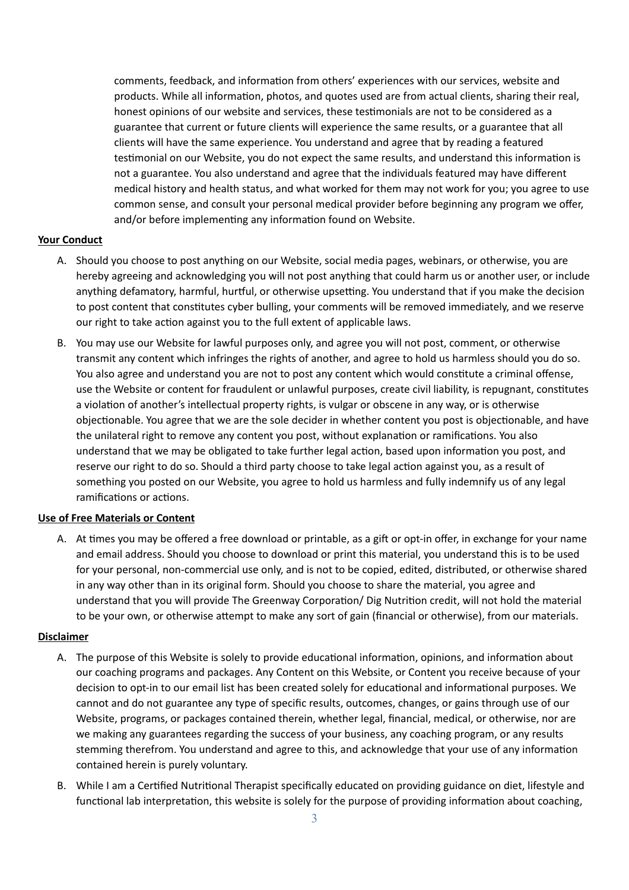comments, feedback, and information from others' experiences with our services, website and products. While all information, photos, and quotes used are from actual clients, sharing their real, honest opinions of our website and services, these testimonials are not to be considered as a guarantee that current or future clients will experience the same results, or a guarantee that all clients will have the same experience. You understand and agree that by reading a featured testimonial on our Website, you do not expect the same results, and understand this information is not a guarantee. You also understand and agree that the individuals featured may have different medical history and health status, and what worked for them may not work for you; you agree to use common sense, and consult your personal medical provider before beginning any program we offer, and/or before implementing any information found on Website.

**Your Conduct**

A. Should you choose to post anything on our Website, social media pages, webinars, or otherwise, you are hereby agreeing and acknowledging you will not post anything that could harm us or another user, or include anything defamatory, harmful, hurtful, or otherwise upsetting. You understand that if you make the decision to post content that constitutes cyber bulling, your comments will be removed immediately, and we reserve our right to take action against you to the full extent of applicable laws.

B. You may use our Website for lawful purposes only, and agree you will not post, comment, or otherwise transmit any content which infringes the rights of another, and agree to hold us harmless should you do so. You also agree and understand you are not to post any content which would constitute a criminal offense, use the Website or content for fraudulent or unlawful purposes, create civil liability, is repugnant, constitutes a violation of another's intellectual property rights, is vulgar or obscene in any way, or is otherwise objectionable. You agree that we are the sole decider in whether content you post is objectionable, and have the unilateral right to remove any content you post, without explanation or ramifications. You also understand that we may be obligated to take further legal action, based upon information you post, and reserve our right to do so. Should a third party choose to take legal action against you, as a result of something you posted on our Website, you agree to hold us harmless and fully indemnify us of any legal ramifications or actions.

**Use of Free Materials or Content**

A. At times you may be offered a free download or printable, as a gift or opt-in offer, in exchange for your name and email address. Should you choose to download or print this material, you understand this is to be used for your personal, non-commercial use only, and is not to be copied, edited, distributed, or otherwise shared in any way other than in its original form. Should you choose to share the material, you agree and understand that you will provide The Greenway Corporation/ Dig Nutrition credit, will not hold the material to be your own, or otherwise attempt to make any sort of gain (financial or otherwise), from our materials.

**Disclaimer**

A. The purpose of this Website is solely to provide educational information, opinions, and information about our coaching programs and packages. Any Content on this Website, or Content you receive because of your decision to opt-in to our email list has been created solely for educational and informational purposes. We cannot and do not guarantee any type of specific results, outcomes, changes, or gains through use of our Website, programs, or packages contained therein, whether legal, financial, medical, or otherwise, nor are we making any guarantees regarding the success of your business, any coaching program, or any results stemming therefrom. You understand and agree to this, and acknowledge that your use of any information contained herein is purely voluntary.

B. While I am a Certified Nutritional Therapist specifically educated on providing guidance on diet, lifestyle and functional lab interpretation, this website is solely for the purpose of providing information about coaching,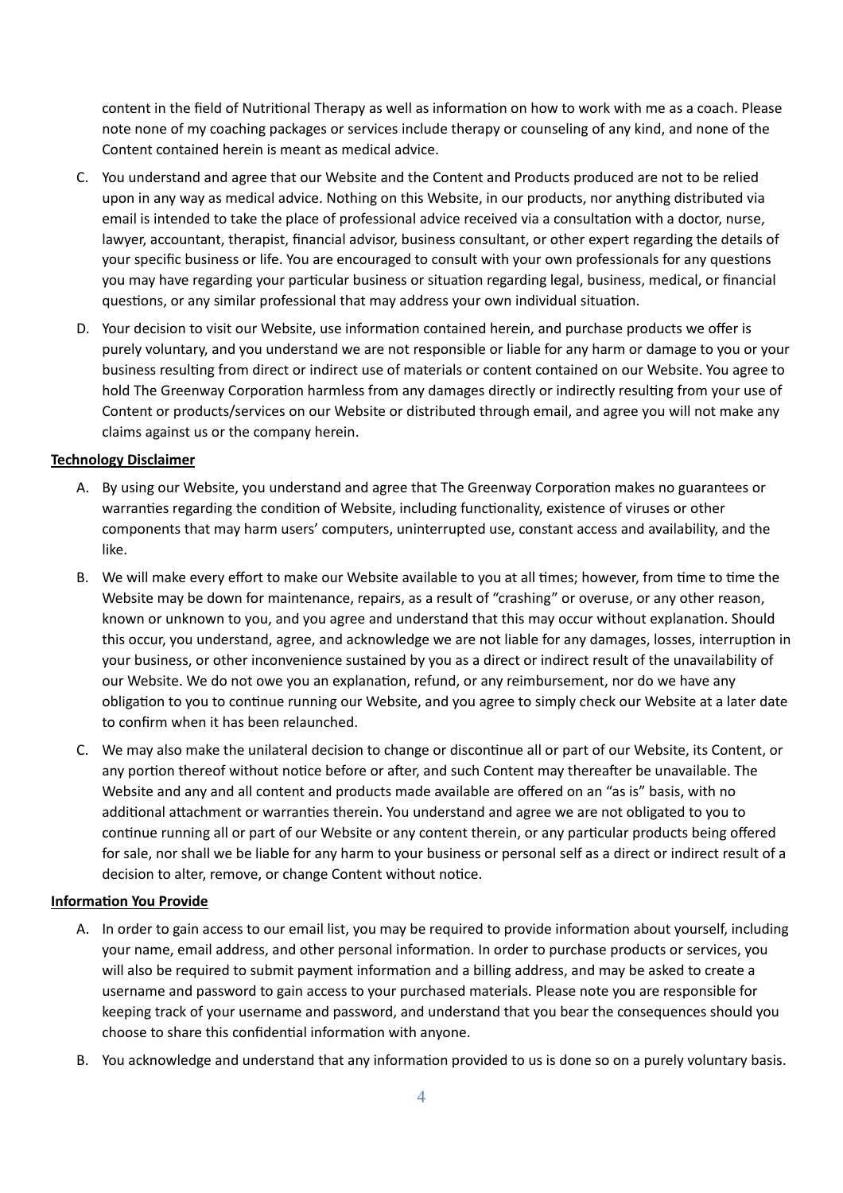content in the field of Nutritional Therapy as well as information on how to work with me as a coach. Please note none of my coaching packages or services include therapy or counseling of any kind, and none of the Content contained herein is meant as medical advice.

C. You understand and agree that our Website and the Content and Products produced are not to be relied upon in any way as medical advice. Nothing on this Website, in our products, nor anything distributed via email is intended to take the place of professional advice received via a consultation with a doctor, nurse, lawyer, accountant, therapist, financial advisor, business consultant, or other expert regarding the details of your specific business or life. You are encouraged to consult with your own professionals for any questions you may have regarding your particular business or situation regarding legal, business, medical, or financial questions, or any similar professional that may address your own individual situation.

D. Your decision to visit our Website, use information contained herein, and purchase products we offer is purely voluntary, and you understand we are not responsible or liable for any harm or damage to you or your business resulting from direct or indirect use of materials or content contained on our Website. You agree to hold The Greenway Corporation harmless from any damages directly or indirectly resulting from your use of Content or products/services on our Website or distributed through email, and agree you will not make any claims against us or the company herein.

**Technology Disclaimer**

A. By using our Website, you understand and agree that The Greenway Corporation makes no guarantees or warranties regarding the condition of Website, including functionality, existence of viruses or other components that may harm users' computers, uninterrupted use, constant access and availability, and the like.

B. We will make every effort to make our Website available to you at all times; however, from time to time the Website may be down for maintenance, repairs, as a result of "crashing" or overuse, or any other reason, known or unknown to you, and you agree and understand that this may occur without explanation. Should this occur, you understand, agree, and acknowledge we are not liable for any damages, losses, interruption in your business, or other inconvenience sustained by you as a direct or indirect result of the unavailability of our Website. We do not owe you an explanation, refund, or any reimbursement, nor do we have any obligation to you to continue running our Website, and you agree to simply check our Website at a later date to confirm when it has been relaunched.

C. We may also make the unilateral decision to change or discontinue all or part of our Website, its Content, or any portion thereof without notice before or after, and such Content may thereafter be unavailable. The Website and any and all content and products made available are offered on an "as is" basis, with no additional attachment or warranties therein. You understand and agree we are not obligated to you to continue running all or part of our Website or any content therein, or any particular products being offered for sale, nor shall we be liable for any harm to your business or personal self as a direct or indirect result of a decision to alter, remove, or change Content without notice.

**Information You Provide**

A. In order to gain access to our email list, you may be required to provide information about yourself, including your name, email address, and other personal information. In order to purchase products or services, you will also be required to submit payment information and a billing address, and may be asked to create a username and password to gain access to your purchased materials. Please note you are responsible for keeping track of your username and password, and understand that you bear the consequences should you choose to share this confidential information with anyone.

B. You acknowledge and understand that any information provided to us is done so on a purely voluntary basis.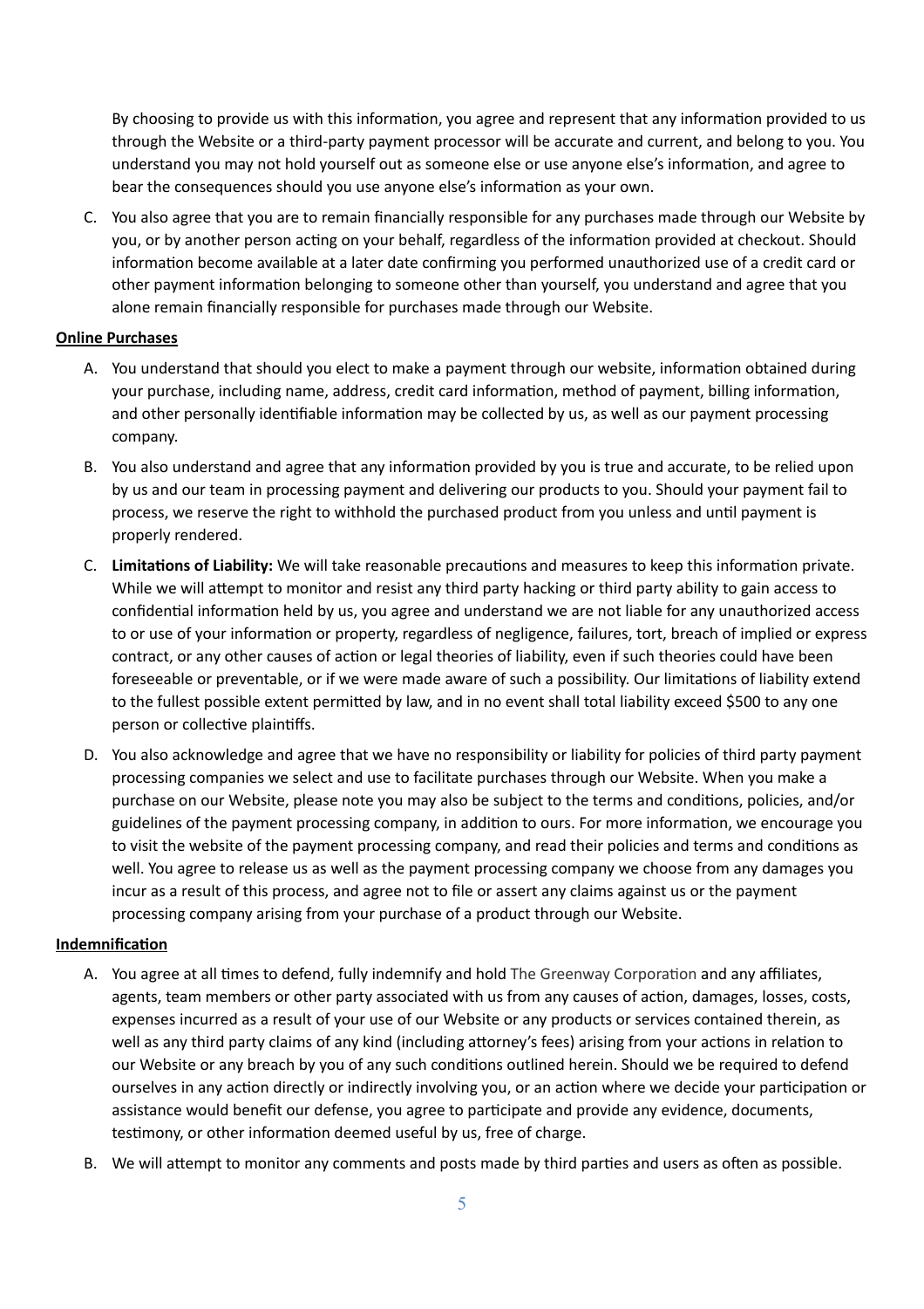By choosing to provide us with this information, you agree and represent that any information provided to us through the Website or a third-party payment processor will be accurate and current, and belong to you. You understand you may not hold yourself out as someone else or use anyone else's information, and agree to bear the consequences should you use anyone else's information as your own.

C. You also agree that you are to remain financially responsible for any purchases made through our Website by you, or by another person acting on your behalf, regardless of the information provided at checkout. Should information become available at a later date confirming you performed unauthorized use of a credit card or other payment information belonging to someone other than yourself, you understand and agree that you alone remain financially responsible for purchases made through our Website.

**Online Purchases**

A. You understand that should you elect to make a payment through our website, information obtained during your purchase, including name, address, credit card information, method of payment, billing information, and other personally identifiable information may be collected by us, as well as our payment processing company.

B. You also understand and agree that any information provided by you is true and accurate, to be relied upon by us and our team in processing payment and delivering our products to you. Should your payment fail to process, we reserve the right to withhold the purchased product from you unless and until payment is properly rendered.

C. **Limitations of Liability:** We will take reasonable precautions and measures to keep this information private. While we will attempt to monitor and resist any third party hacking or third party ability to gain access to confidential information held by us, you agree and understand we are not liable for any unauthorized access to or use of your information or property, regardless of negligence, failures, tort, breach of implied or express contract, or any other causes of action or legal theories of liability, even if such theories could have been foreseeable or preventable, or if we were made aware of such a possibility. Our limitations of liability extend to the fullest possible extent permitted by law, and in no event shall total liability exceed $500 to any one person or collective plaintiffs.

D. You also acknowledge and agree that we have no responsibility or liability for policies of third party payment processing companies we select and use to facilitate purchases through our Website. When you make a purchase on our Website, please note you may also be subject to the terms and conditions, policies, and/or guidelines of the payment processing company, in addition to ours. For more information, we encourage you to visit the website of the payment processing company, and read their policies and terms and conditions as well. You agree to release us as well as the payment processing company we choose from any damages you incur as a result of this process, and agree not to file or assert any claims against us or the payment processing company arising from your purchase of a product through our Website.

**Indemnification**

A. You agree at all times to defend, fully indemnify and hold The Greenway Corporation and any affiliates, agents, team members or other party associated with us from any causes of action, damages, losses, costs, expenses incurred as a result of your use of our Website or any products or services contained therein, as well as any third party claims of any kind (including attorney's fees) arising from your actions in relation to our Website or any breach by you of any such conditions outlined herein. Should we be required to defend ourselves in any action directly or indirectly involving you, or an action where we decide your participation or assistance would benefit our defense, you agree to participate and provide any evidence, documents, testimony, or other information deemed useful by us, free of charge.

B. We will attempt to monitor any comments and posts made by third parties and users as often as possible.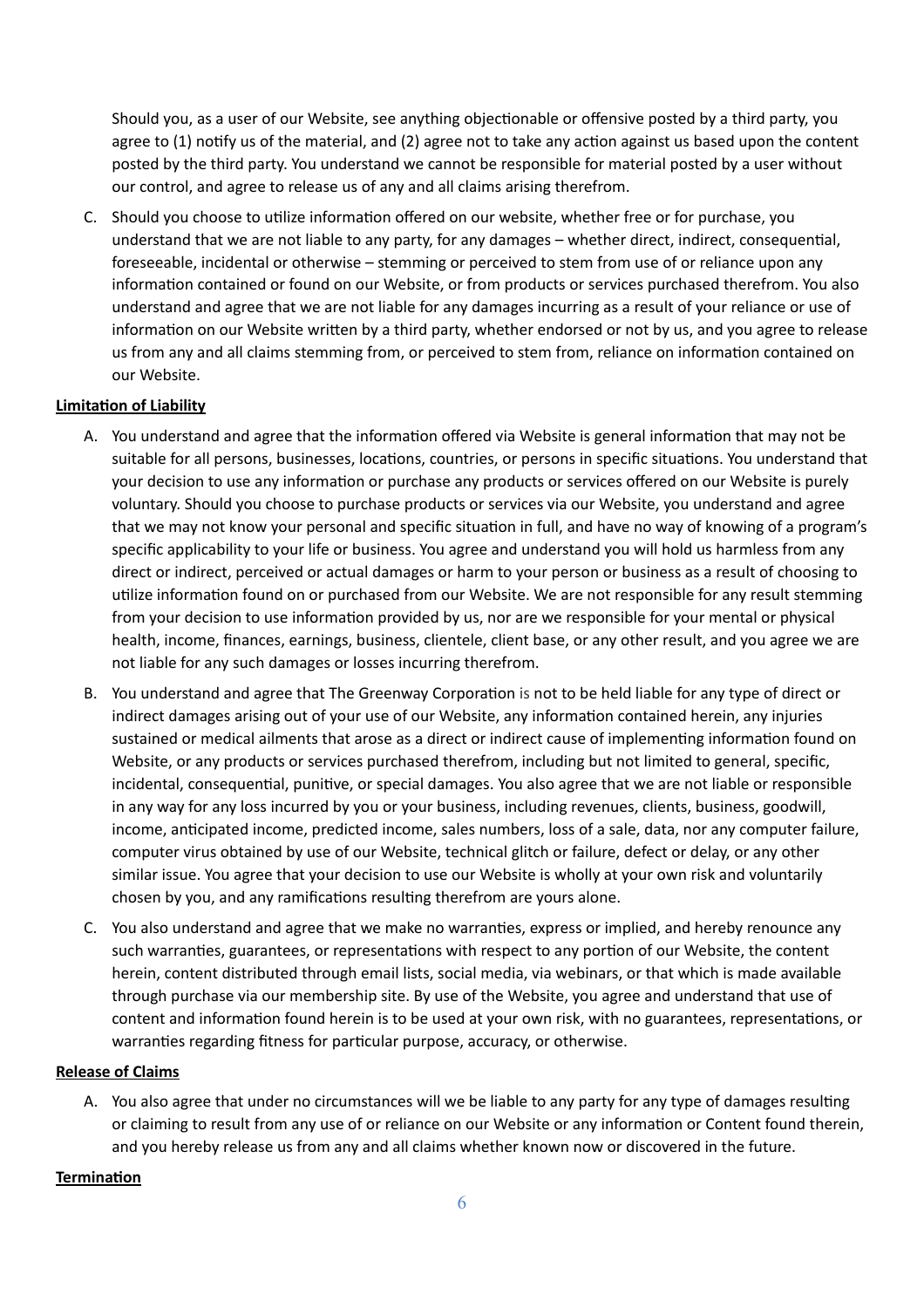Should you, as a user of our Website, see anything objectionable or offensive posted by a third party, you agree to (1) notify us of the material, and (2) agree not to take any action against us based upon the content posted by the third party. You understand we cannot be responsible for material posted by a user without our control, and agree to release us of any and all claims arising therefrom.

C. Should you choose to utilize information offered on our website, whether free or for purchase, you understand that we are not liable to any party, for any damages – whether direct, indirect, consequential, foreseeable, incidental or otherwise – stemming or perceived to stem from use of or reliance upon any information contained or found on our Website, or from products or services purchased therefrom. You also understand and agree that we are not liable for any damages incurring as a result of your reliance or use of information on our Website written by a third party, whether endorsed or not by us, and you agree to release us from any and all claims stemming from, or perceived to stem from, reliance on information contained on our Website.

**Limitation of Liability**

A. You understand and agree that the information offered via Website is general information that may not be suitable for all persons, businesses, locations, countries, or persons in specific situations. You understand that your decision to use any information or purchase any products or services offered on our Website is purely voluntary. Should you choose to purchase products or services via our Website, you understand and agree that we may not know your personal and specific situation in full, and have no way of knowing of a program's specific applicability to your life or business. You agree and understand you will hold us harmless from any direct or indirect, perceived or actual damages or harm to your person or business as a result of choosing to utilize information found on or purchased from our Website. We are not responsible for any result stemming from your decision to use information provided by us, nor are we responsible for your mental or physical health, income, finances, earnings, business, clientele, client base, or any other result, and you agree we are not liable for any such damages or losses incurring therefrom.

B. You understand and agree that The Greenway Corporation is not to be held liable for any type of direct or indirect damages arising out of your use of our Website, any information contained herein, any injuries sustained or medical ailments that arose as a direct or indirect cause of implementing information found on Website, or any products or services purchased therefrom, including but not limited to general, specific, incidental, consequential, punitive, or special damages. You also agree that we are not liable or responsible in any way for any loss incurred by you or your business, including revenues, clients, business, goodwill, income, anticipated income, predicted income, sales numbers, loss of a sale, data, nor any computer failure, computer virus obtained by use of our Website, technical glitch or failure, defect or delay, or any other similar issue. You agree that your decision to use our Website is wholly at your own risk and voluntarily chosen by you, and any ramifications resulting therefrom are yours alone.

C. You also understand and agree that we make no warranties, express or implied, and hereby renounce any such warranties, guarantees, or representations with respect to any portion of our Website, the content herein, content distributed through email lists, social media, via webinars, or that which is made available through purchase via our membership site. By use of the Website, you agree and understand that use of content and information found herein is to be used at your own risk, with no guarantees, representations, or warranties regarding fitness for particular purpose, accuracy, or otherwise.

**Release of Claims**

A. You also agree that under no circumstances will we be liable to any party for any type of damages resulting or claiming to result from any use of or reliance on our Website or any information or Content found therein, and you hereby release us from any and all claims whether known now or discovered in the future.

**Termination**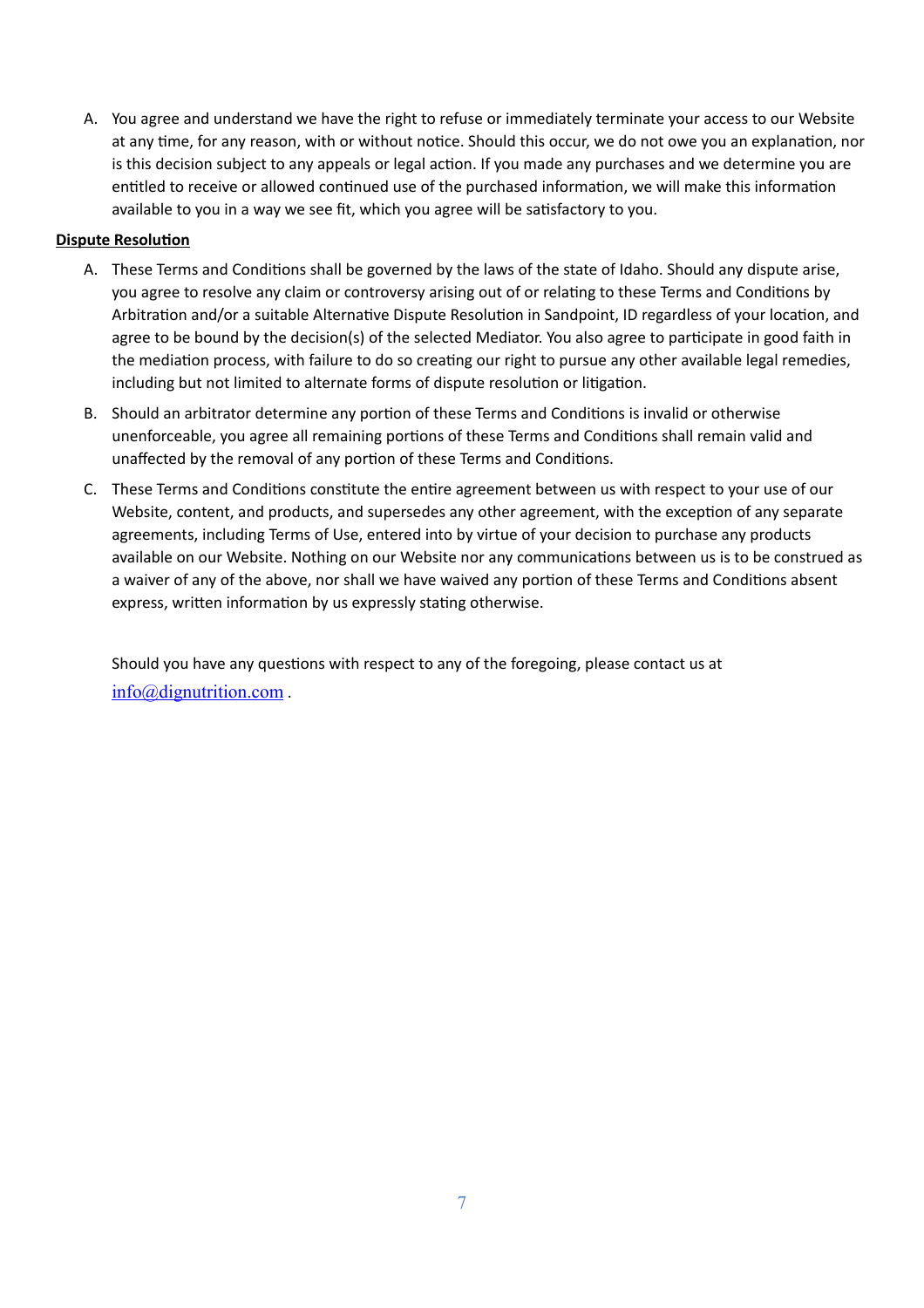A. You agree and understand we have the right to refuse or immediately terminate your access to our Website at any time, for any reason, with or without notice. Should this occur, we do not owe you an explanation, nor is this decision subject to any appeals or legal action. If you made any purchases and we determine you are entitled to receive or allowed continued use of the purchased information, we will make this information available to you in a way we see fit, which you agree will be satisfactory to you.

**Dispute Resolution**

A. These Terms and Conditions shall be governed by the laws of the state of Idaho. Should any dispute arise, you agree to resolve any claim or controversy arising out of or relating to these Terms and Conditions by Arbitration and/or a suitable Alternative Dispute Resolution in Sandpoint, ID regardless of your location, and agree to be bound by the decision(s) of the selected Mediator. You also agree to participate in good faith in the mediation process, with failure to do so creating our right to pursue any other available legal remedies, including but not limited to alternate forms of dispute resolution or litigation.

B. Should an arbitrator determine any portion of these Terms and Conditions is invalid or otherwise unenforceable, you agree all remaining portions of these Terms and Conditions shall remain valid and unaffected by the removal of any portion of these Terms and Conditions.

C. These Terms and Conditions constitute the entire agreement between us with respect to your use of our Website, content, and products, and supersedes any other agreement, with the exception of any separate agreements, including Terms of Use, entered into by virtue of your decision to purchase any products available on our Website. Nothing on our Website nor any communications between us is to be construed as a waiver of any of the above, nor shall we have waived any portion of these Terms and Conditions absent express, written information by us expressly stating otherwise.

Should you have any questions with respect to any of the foregoing, please contact us at info@dignutrition.com .